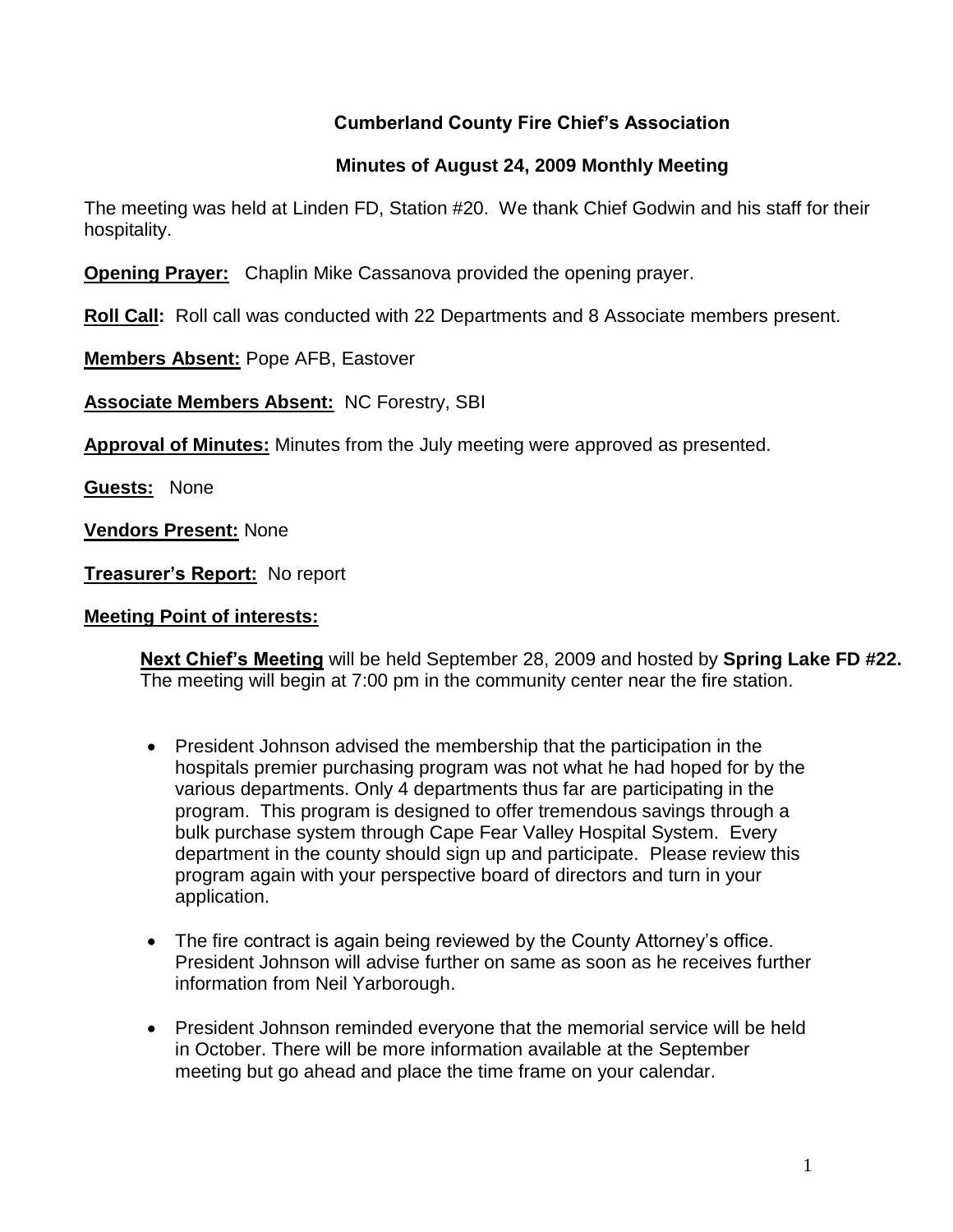## Cumberland County Fire Chief's Association

### Minutes of August 24, 2009 Monthly Meeting

The meeting was held at Linden FD, Station #20. We thank Chief Godwin and his staff for their hospitality.

**Opening Prayer:** Chaplin Mike Cassanova provided the opening prayer.

**Roll Call:** Roll call was conducted with 22 Departments and 8 Associate members present.

**Members Absent:** Pope AFB, Eastover

**Associate Members Absent:** NC Forestry, SBI

**Approval of Minutes:** Minutes from the July meeting were approved as presented.

**Guests:** None

**Vendors Present:** None

**Treasurer's Report:** No report

**Meeting Point of interests:**

**Next Chief's Meeting** will be held September 28, 2009 and hosted by **Spring Lake FD #22.** The meeting will begin at 7:00 pm in the community center near the fire station.

- President Johnson advised the membership that the participation in the hospitals premier purchasing program was not what he had hoped for by the various departments. Only 4 departments thus far are participating in the program. This program is designed to offer tremendous savings through a bulk purchase system through Cape Fear Valley Hospital System. Every department in the county should sign up and participate. Please review this program again with your perspective board of directors and turn in your application.

- The fire contract is again being reviewed by the County Attorney's office. President Johnson will advise further on same as soon as he receives further information from Neil Yarborough.

- President Johnson reminded everyone that the memorial service will be held in October. There will be more information available at the September meeting but go ahead and place the time frame on your calendar.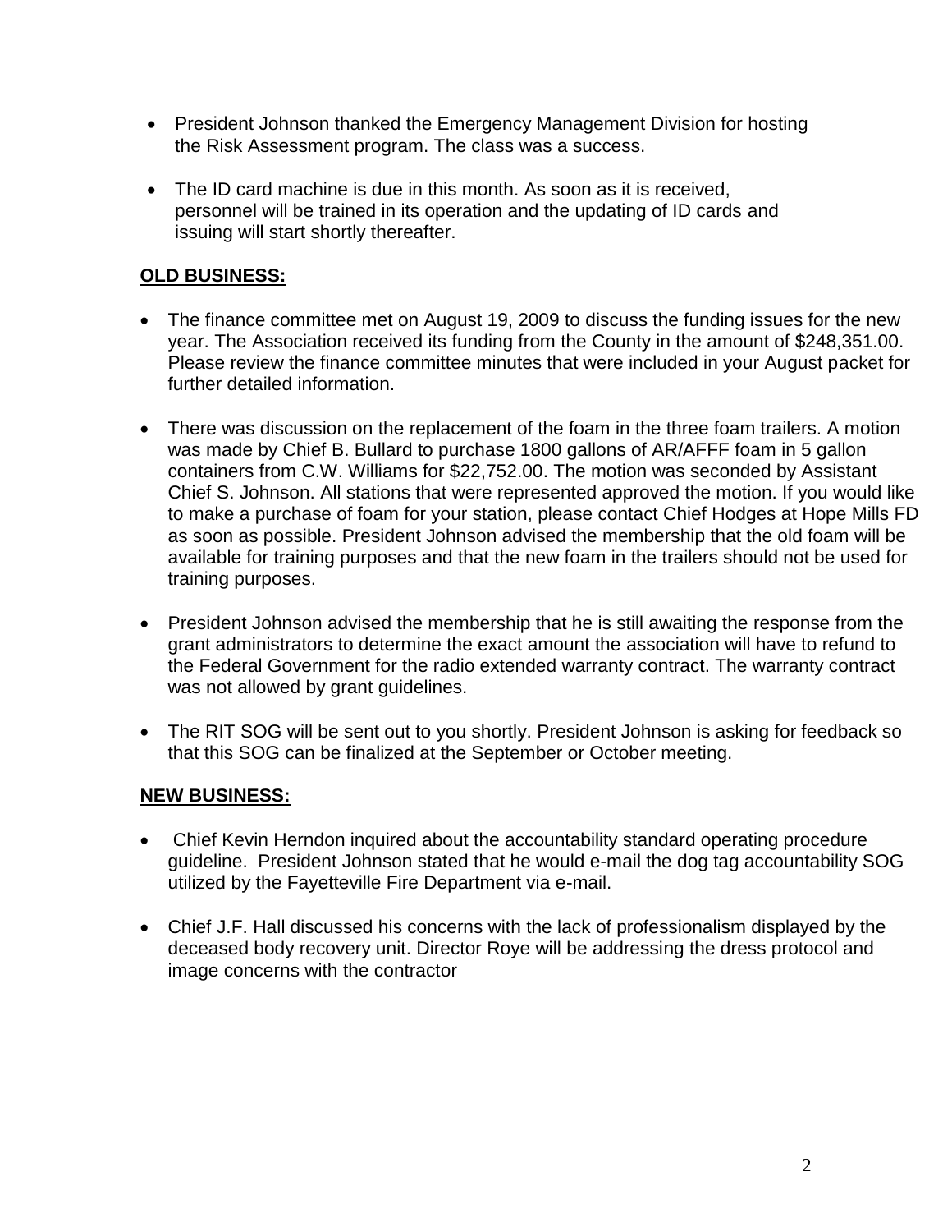- President Johnson thanked the Emergency Management Division for hosting the Risk Assessment program. The class was a success.
- The ID card machine is due in this month. As soon as it is received, personnel will be trained in its operation and the updating of ID cards and issuing will start shortly thereafter.

**OLD BUSINESS:**

- The finance committee met on August 19, 2009 to discuss the funding issues for the new year. The Association received its funding from the County in the amount of $248,351.00. Please review the finance committee minutes that were included in your August packet for further detailed information.
- There was discussion on the replacement of the foam in the three foam trailers. A motion was made by Chief B. Bullard to purchase 1800 gallons of AR/AFFF foam in 5 gallon containers from C.W. Williams for $22,752.00. The motion was seconded by Assistant Chief S. Johnson. All stations that were represented approved the motion. If you would like to make a purchase of foam for your station, please contact Chief Hodges at Hope Mills FD as soon as possible. President Johnson advised the membership that the old foam will be available for training purposes and that the new foam in the trailers should not be used for training purposes.
- President Johnson advised the membership that he is still awaiting the response from the grant administrators to determine the exact amount the association will have to refund to the Federal Government for the radio extended warranty contract. The warranty contract was not allowed by grant guidelines.
- The RIT SOG will be sent out to you shortly. President Johnson is asking for feedback so that this SOG can be finalized at the September or October meeting.

**NEW BUSINESS:**

- Chief Kevin Herndon inquired about the accountability standard operating procedure guideline. President Johnson stated that he would e-mail the dog tag accountability SOG utilized by the Fayetteville Fire Department via e-mail.
- Chief J.F. Hall discussed his concerns with the lack of professionalism displayed by the deceased body recovery unit. Director Roye will be addressing the dress protocol and image concerns with the contractor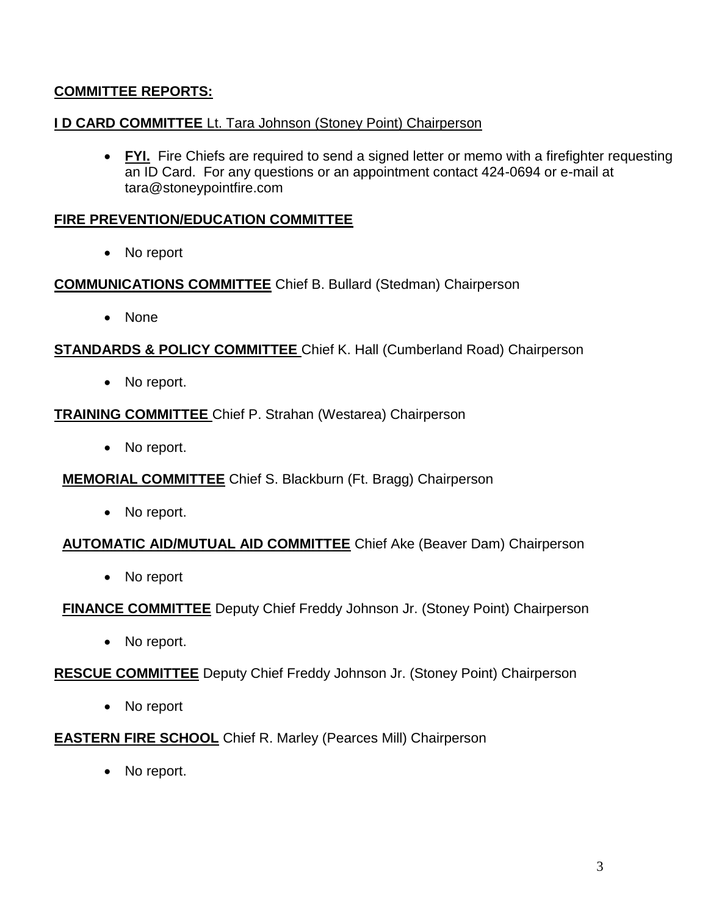**COMMITTEE REPORTS:**

**I D CARD COMMITTEE** Lt. Tara Johnson (Stoney Point) Chairperson

- **FYI.** Fire Chiefs are required to send a signed letter or memo with a firefighter requesting an ID Card. For any questions or an appointment contact 424-0694 or e-mail at tara@stoneypointfire.com

**FIRE PREVENTION/EDUCATION COMMITTEE**

- No report

**COMMUNICATIONS COMMITTEE** Chief B. Bullard (Stedman) Chairperson

- None

**STANDARDS & POLICY COMMITTEE** Chief K. Hall (Cumberland Road) Chairperson

- No report.

**TRAINING COMMITTEE** Chief P. Strahan (Westarea) Chairperson

- No report.

**MEMORIAL COMMITTEE** Chief S. Blackburn (Ft. Bragg) Chairperson

- No report.

**AUTOMATIC AID/MUTUAL AID COMMITTEE** Chief Ake (Beaver Dam) Chairperson

- No report

**FINANCE COMMITTEE** Deputy Chief Freddy Johnson Jr. (Stoney Point) Chairperson

- No report.

**RESCUE COMMITTEE** Deputy Chief Freddy Johnson Jr. (Stoney Point) Chairperson

- No report

**EASTERN FIRE SCHOOL** Chief R. Marley (Pearces Mill) Chairperson

- No report.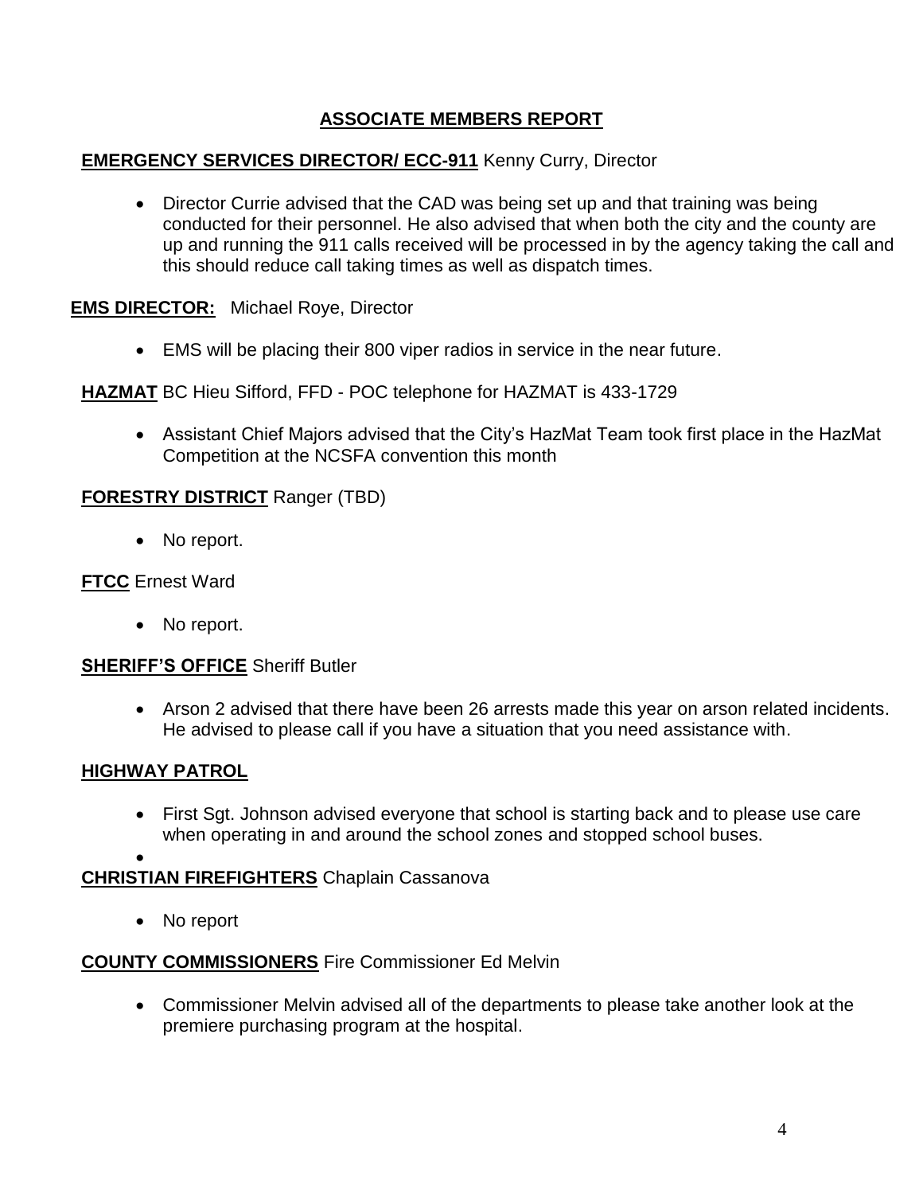## ASSOCIATE MEMBERS REPORT

**EMERGENCY SERVICES DIRECTOR/ ECC-911** Kenny Curry, Director

- Director Currie advised that the CAD was being set up and that training was being conducted for their personnel. He also advised that when both the city and the county are up and running the 911 calls received will be processed in by the agency taking the call and this should reduce call taking times as well as dispatch times.

**EMS DIRECTOR:** Michael Roye, Director

- EMS will be placing their 800 viper radios in service in the near future.

**HAZMAT** BC Hieu Sifford, FFD - POC telephone for HAZMAT is 433-1729

- Assistant Chief Majors advised that the City's HazMat Team took first place in the HazMat Competition at the NCSFA convention this month

**FORESTRY DISTRICT** Ranger (TBD)

- No report.

**FTCC** Ernest Ward

- No report.

**SHERIFF'S OFFICE** Sheriff Butler

- Arson 2 advised that there have been 26 arrests made this year on arson related incidents. He advised to please call if you have a situation that you need assistance with.

**HIGHWAY PATROL**

- First Sgt. Johnson advised everyone that school is starting back and to please use care when operating in and around the school zones and stopped school buses.
-

**CHRISTIAN FIREFIGHTERS** Chaplain Cassanova

- No report

**COUNTY COMMISSIONERS** Fire Commissioner Ed Melvin

- Commissioner Melvin advised all of the departments to please take another look at the premiere purchasing program at the hospital.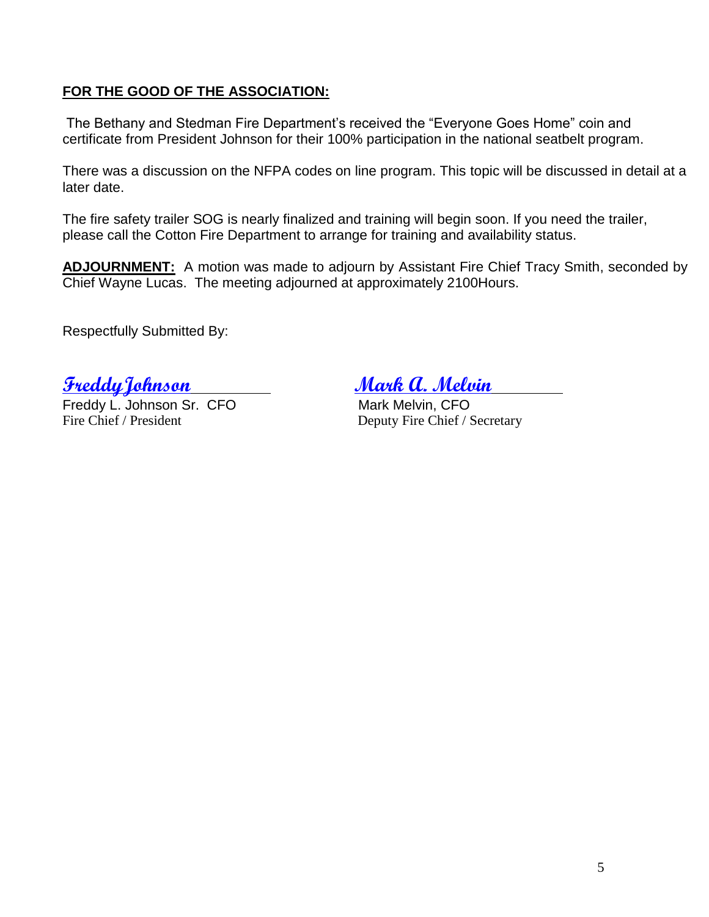**FOR THE GOOD OF THE ASSOCIATION:**

The Bethany and Stedman Fire Department's received the "Everyone Goes Home" coin and certificate from President Johnson for their 100% participation in the national seatbelt program.

There was a discussion on the NFPA codes on line program. This topic will be discussed in detail at a later date.

The fire safety trailer SOG is nearly finalized and training will begin soon. If you need the trailer, please call the Cotton Fire Department to arrange for training and availability status.

**ADJOURNMENT:** A motion was made to adjourn by Assistant Fire Chief Tracy Smith, seconded by Chief Wayne Lucas. The meeting adjourned at approximately 2100Hours.

Respectfully Submitted By:

**Freddy Johnson**

Freddy L. Johnson Sr. CFO
Fire Chief / President

**Mark A. Melvin**

Mark Melvin, CFO
Deputy Fire Chief / Secretary